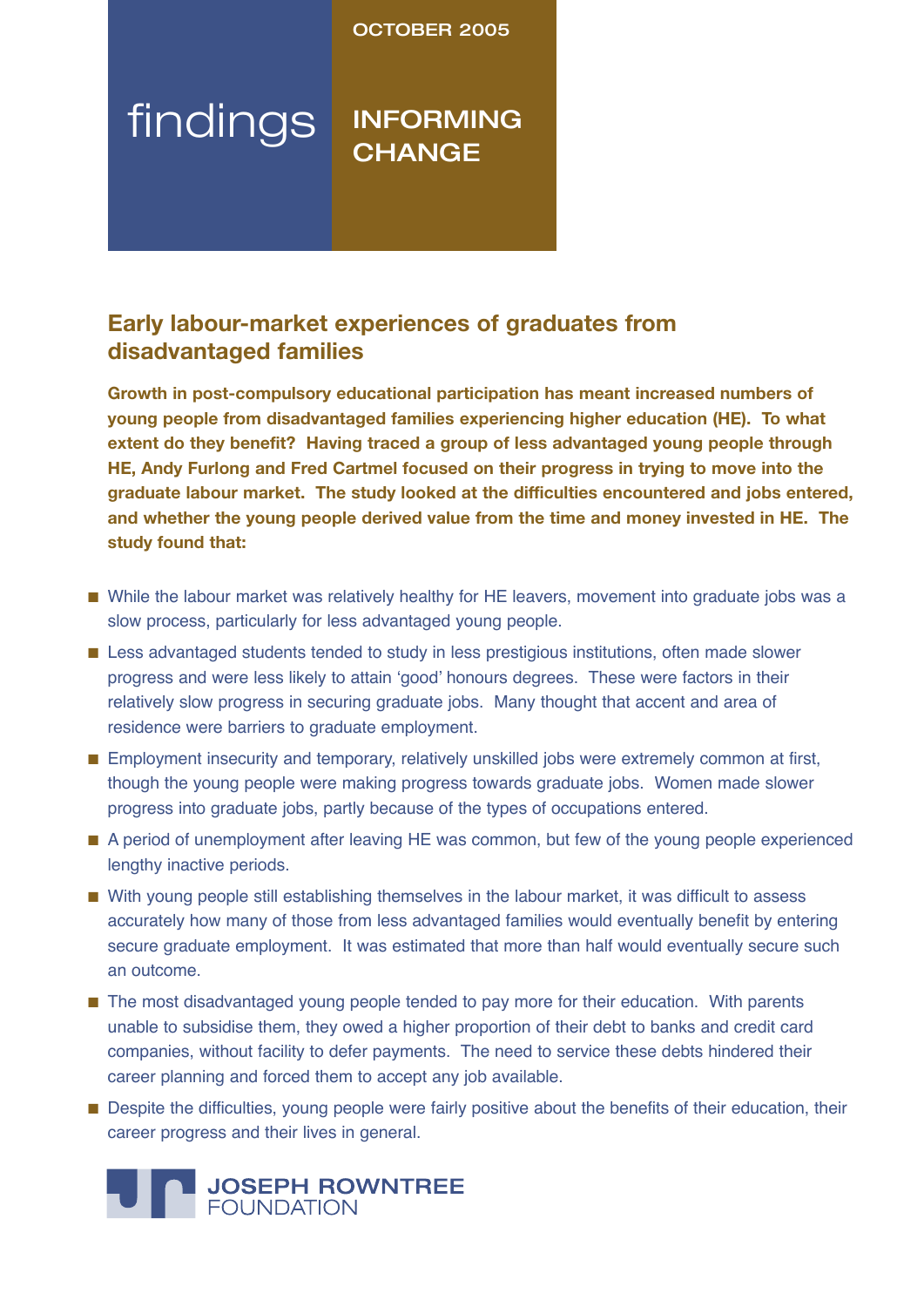OCTOBER 2005

findings

INFORMING CHANGE

# Early labour-market experiences of graduates from disadvantaged families

**Growth in post-compulsory educational participation has meant increased numbers of young people from disadvantaged families experiencing higher education (HE). To what extent do they benefit? Having traced a group of less advantaged young people through HE, Andy Furlong and Fred Cartmel focused on their progress in trying to move into the graduate labour market. The study looked at the difficulties encountered and jobs entered, and whether the young people derived value from the time and money invested in HE. The study found that:**

- While the labour market was relatively healthy for HE leavers, movement into graduate jobs was a slow process, particularly for less advantaged young people.
- Less advantaged students tended to study in less prestigious institutions, often made slower progress and were less likely to attain 'good' honours degrees. These were factors in their relatively slow progress in securing graduate jobs. Many thought that accent and area of residence were barriers to graduate employment.
- Employment insecurity and temporary, relatively unskilled jobs were extremely common at first, though the young people were making progress towards graduate jobs. Women made slower progress into graduate jobs, partly because of the types of occupations entered.
- A period of unemployment after leaving HE was common, but few of the young people experienced lengthy inactive periods.
- With young people still establishing themselves in the labour market, it was difficult to assess accurately how many of those from less advantaged families would eventually benefit by entering secure graduate employment. It was estimated that more than half would eventually secure such an outcome.
- The most disadvantaged young people tended to pay more for their education. With parents unable to subsidise them, they owed a higher proportion of their debt to banks and credit card companies, without facility to defer payments. The need to service these debts hindered their career planning and forced them to accept any job available.
- Despite the difficulties, young people were fairly positive about the benefits of their education, their career progress and their lives in general.

JOSEPH ROWNTREE FOUNDATION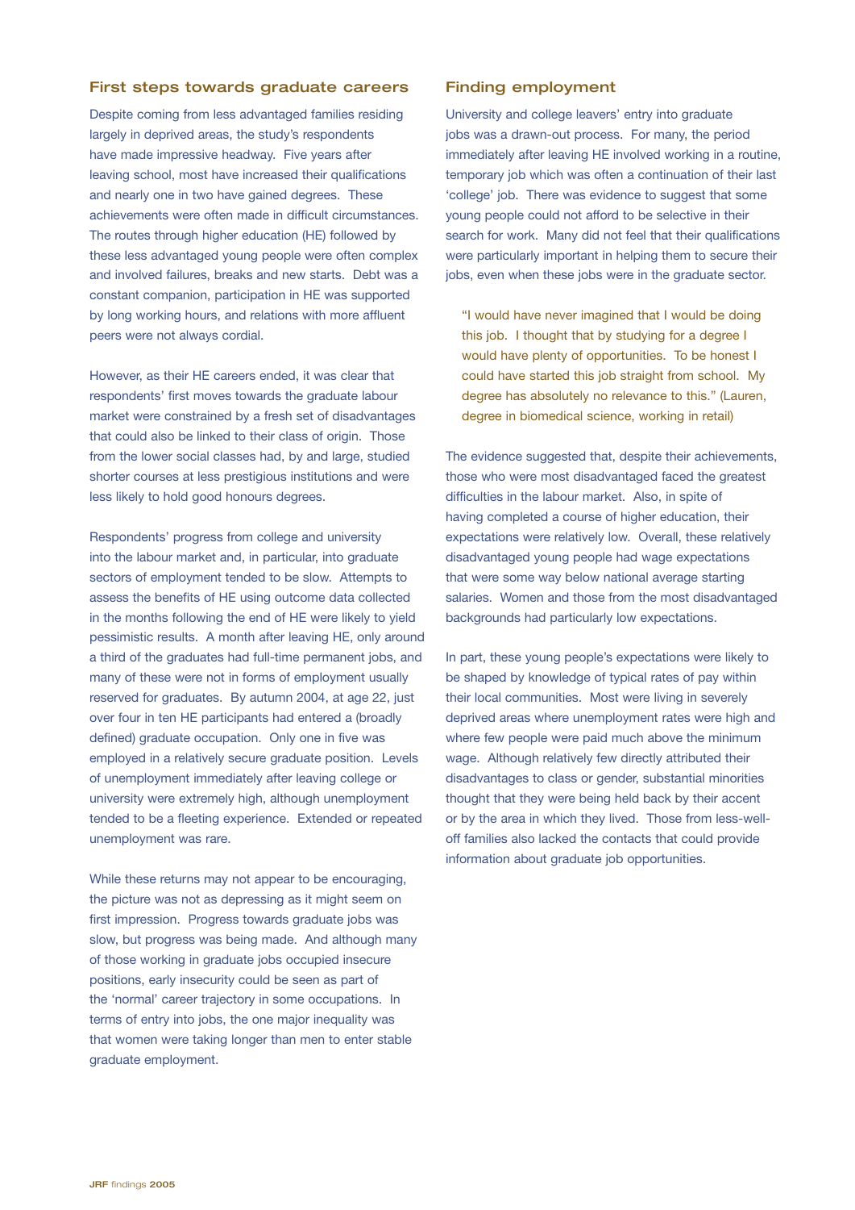## First steps towards graduate careers

Despite coming from less advantaged families residing largely in deprived areas, the study's respondents have made impressive headway. Five years after leaving school, most have increased their qualifications and nearly one in two have gained degrees. These achievements were often made in difficult circumstances. The routes through higher education (HE) followed by these less advantaged young people were often complex and involved failures, breaks and new starts. Debt was a constant companion, participation in HE was supported by long working hours, and relations with more affluent peers were not always cordial.

However, as their HE careers ended, it was clear that respondents' first moves towards the graduate labour market were constrained by a fresh set of disadvantages that could also be linked to their class of origin. Those from the lower social classes had, by and large, studied shorter courses at less prestigious institutions and were less likely to hold good honours degrees.

Respondents' progress from college and university into the labour market and, in particular, into graduate sectors of employment tended to be slow. Attempts to assess the benefits of HE using outcome data collected in the months following the end of HE were likely to yield pessimistic results. A month after leaving HE, only around a third of the graduates had full-time permanent jobs, and many of these were not in forms of employment usually reserved for graduates. By autumn 2004, at age 22, just over four in ten HE participants had entered a (broadly defined) graduate occupation. Only one in five was employed in a relatively secure graduate position. Levels of unemployment immediately after leaving college or university were extremely high, although unemployment tended to be a fleeting experience. Extended or repeated unemployment was rare.

While these returns may not appear to be encouraging, the picture was not as depressing as it might seem on first impression. Progress towards graduate jobs was slow, but progress was being made. And although many of those working in graduate jobs occupied insecure positions, early insecurity could be seen as part of the 'normal' career trajectory in some occupations. In terms of entry into jobs, the one major inequality was that women were taking longer than men to enter stable graduate employment.

## Finding employment

University and college leavers' entry into graduate jobs was a drawn-out process. For many, the period immediately after leaving HE involved working in a routine, temporary job which was often a continuation of their last 'college' job. There was evidence to suggest that some young people could not afford to be selective in their search for work. Many did not feel that their qualifications were particularly important in helping them to secure their jobs, even when these jobs were in the graduate sector.

> "I would have never imagined that I would be doing this job. I thought that by studying for a degree I would have plenty of opportunities. To be honest I could have started this job straight from school. My degree has absolutely no relevance to this." (Lauren, degree in biomedical science, working in retail)

The evidence suggested that, despite their achievements, those who were most disadvantaged faced the greatest difficulties in the labour market. Also, in spite of having completed a course of higher education, their expectations were relatively low. Overall, these relatively disadvantaged young people had wage expectations that were some way below national average starting salaries. Women and those from the most disadvantaged backgrounds had particularly low expectations.

In part, these young people's expectations were likely to be shaped by knowledge of typical rates of pay within their local communities. Most were living in severely deprived areas where unemployment rates were high and where few people were paid much above the minimum wage. Although relatively few directly attributed their disadvantages to class or gender, substantial minorities thought that they were being held back by their accent or by the area in which they lived. Those from less-well-off families also lacked the contacts that could provide information about graduate job opportunities.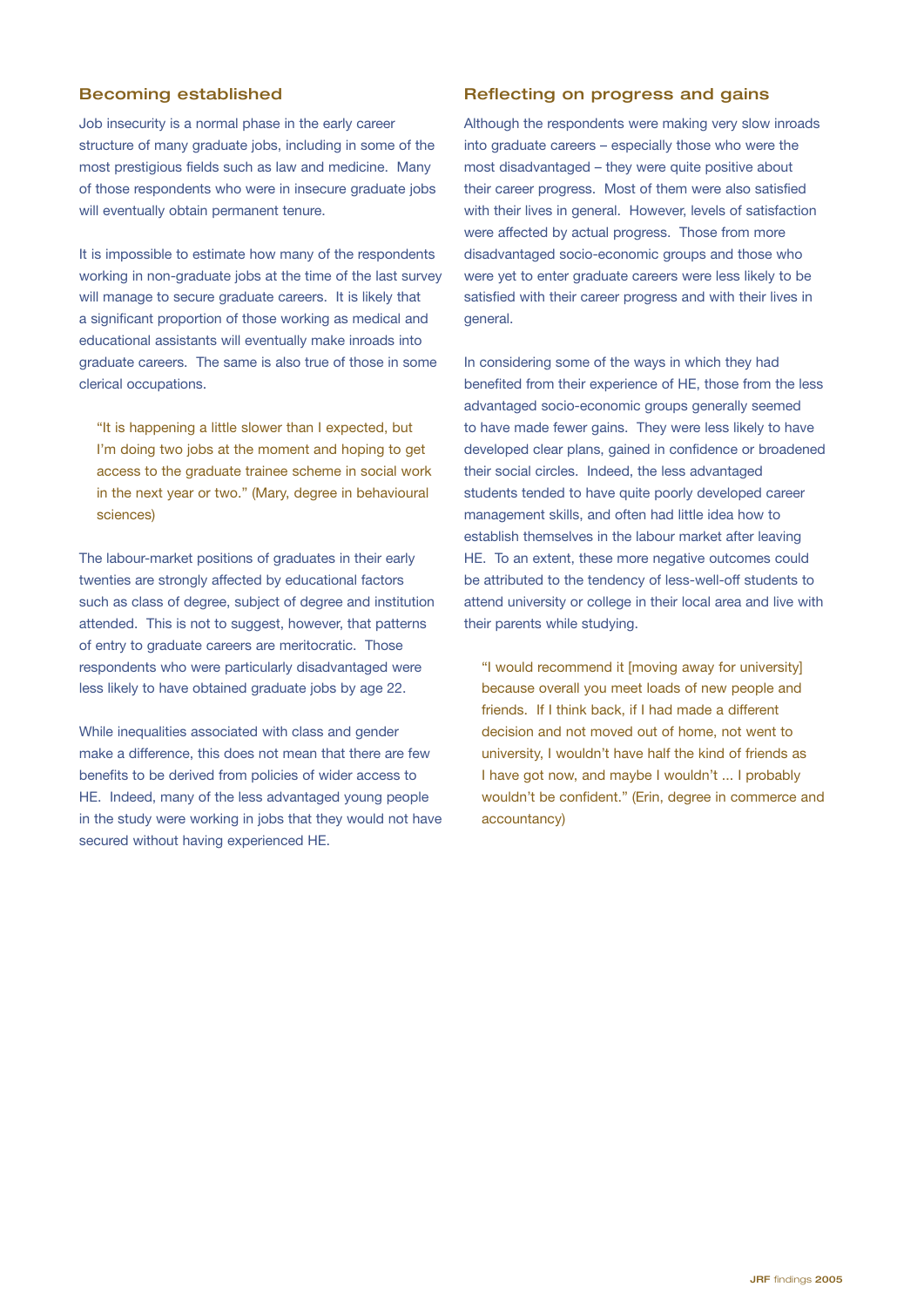## Becoming established

Job insecurity is a normal phase in the early career structure of many graduate jobs, including in some of the most prestigious fields such as law and medicine. Many of those respondents who were in insecure graduate jobs will eventually obtain permanent tenure.

It is impossible to estimate how many of the respondents working in non-graduate jobs at the time of the last survey will manage to secure graduate careers. It is likely that a significant proportion of those working as medical and educational assistants will eventually make inroads into graduate careers. The same is also true of those in some clerical occupations.

> "It is happening a little slower than I expected, but I'm doing two jobs at the moment and hoping to get access to the graduate trainee scheme in social work in the next year or two." (Mary, degree in behavioural sciences)

The labour-market positions of graduates in their early twenties are strongly affected by educational factors such as class of degree, subject of degree and institution attended. This is not to suggest, however, that patterns of entry to graduate careers are meritocratic. Those respondents who were particularly disadvantaged were less likely to have obtained graduate jobs by age 22.

While inequalities associated with class and gender make a difference, this does not mean that there are few benefits to be derived from policies of wider access to HE. Indeed, many of the less advantaged young people in the study were working in jobs that they would not have secured without having experienced HE.

## Reflecting on progress and gains

Although the respondents were making very slow inroads into graduate careers – especially those who were the most disadvantaged – they were quite positive about their career progress. Most of them were also satisfied with their lives in general. However, levels of satisfaction were affected by actual progress. Those from more disadvantaged socio-economic groups and those who were yet to enter graduate careers were less likely to be satisfied with their career progress and with their lives in general.

In considering some of the ways in which they had benefited from their experience of HE, those from the less advantaged socio-economic groups generally seemed to have made fewer gains. They were less likely to have developed clear plans, gained in confidence or broadened their social circles. Indeed, the less advantaged students tended to have quite poorly developed career management skills, and often had little idea how to establish themselves in the labour market after leaving HE. To an extent, these more negative outcomes could be attributed to the tendency of less-well-off students to attend university or college in their local area and live with their parents while studying.

> "I would recommend it [moving away for university] because overall you meet loads of new people and friends. If I think back, if I had made a different decision and not moved out of home, not went to university, I wouldn't have half the kind of friends as I have got now, and maybe I wouldn't ... I probably wouldn't be confident." (Erin, degree in commerce and accountancy)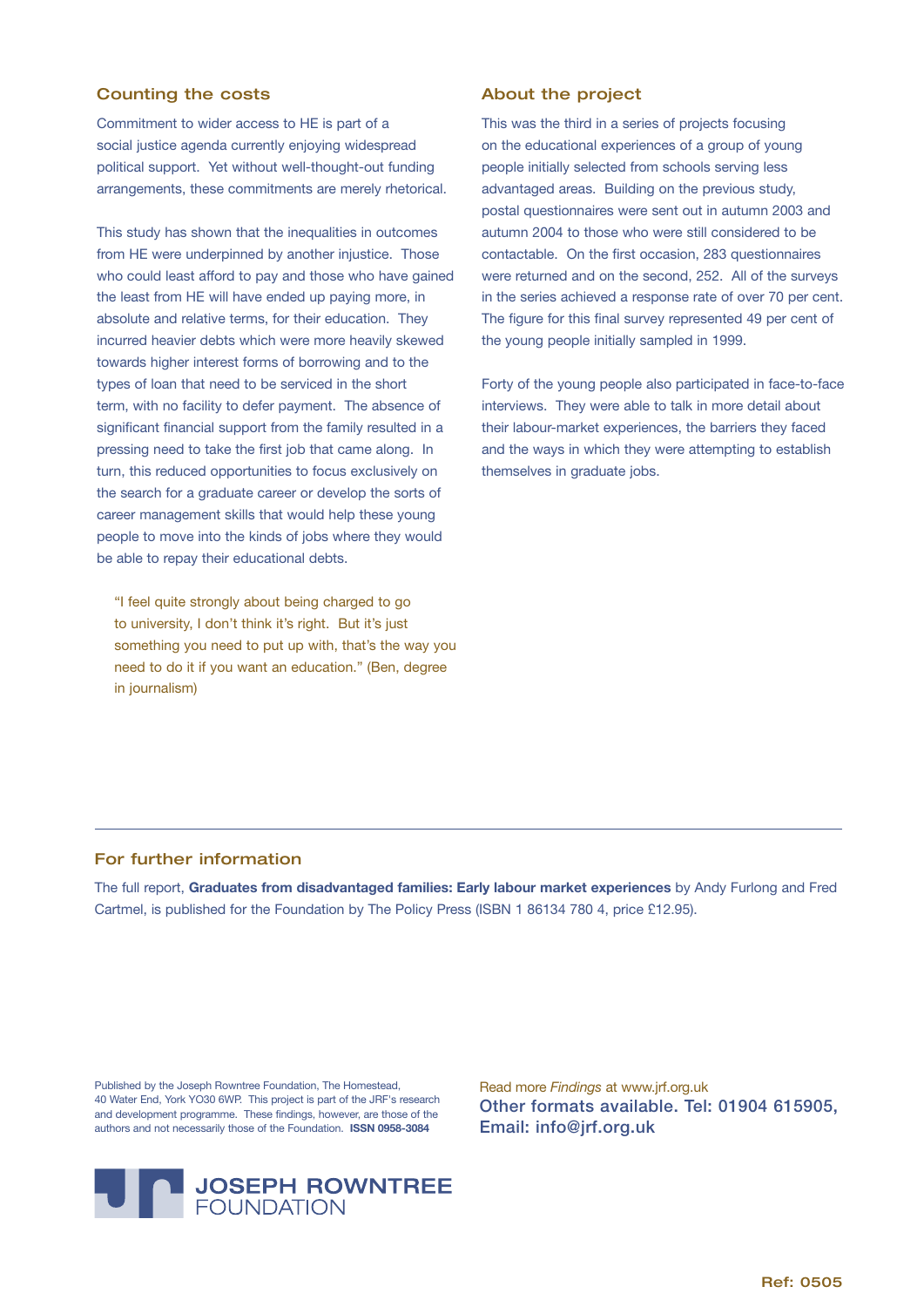## Counting the costs

Commitment to wider access to HE is part of a social justice agenda currently enjoying widespread political support. Yet without well-thought-out funding arrangements, these commitments are merely rhetorical.

This study has shown that the inequalities in outcomes from HE were underpinned by another injustice. Those who could least afford to pay and those who have gained the least from HE will have ended up paying more, in absolute and relative terms, for their education. They incurred heavier debts which were more heavily skewed towards higher interest forms of borrowing and to the types of loan that need to be serviced in the short term, with no facility to defer payment. The absence of significant financial support from the family resulted in a pressing need to take the first job that came along. In turn, this reduced opportunities to focus exclusively on the search for a graduate career or develop the sorts of career management skills that would help these young people to move into the kinds of jobs where they would be able to repay their educational debts.

> "I feel quite strongly about being charged to go to university, I don't think it's right. But it's just something you need to put up with, that's the way you need to do it if you want an education." (Ben, degree in journalism)

## About the project

This was the third in a series of projects focusing on the educational experiences of a group of young people initially selected from schools serving less advantaged areas. Building on the previous study, postal questionnaires were sent out in autumn 2003 and autumn 2004 to those who were still considered to be contactable. On the first occasion, 283 questionnaires were returned and on the second, 252. All of the surveys in the series achieved a response rate of over 70 per cent. The figure for this final survey represented 49 per cent of the young people initially sampled in 1999.

Forty of the young people also participated in face-to-face interviews. They were able to talk in more detail about their labour-market experiences, the barriers they faced and the ways in which they were attempting to establish themselves in graduate jobs.

## For further information

The full report, **Graduates from disadvantaged families: Early labour market experiences** by Andy Furlong and Fred Cartmel, is published for the Foundation by The Policy Press (ISBN 1 86134 780 4, price £12.95).

Published by the Joseph Rowntree Foundation, The Homestead, 40 Water End, York YO30 6WP. This project is part of the JRF's research and development programme. These findings, however, are those of the authors and not necessarily those of the Foundation. **ISSN 0958-3084**

Read more *Findings* at www.jrf.org.uk
Other formats available. Tel: 01904 615905, Email: info@jrf.org.uk

JOSEPH ROWNTREE FOUNDATION

Ref: 0505